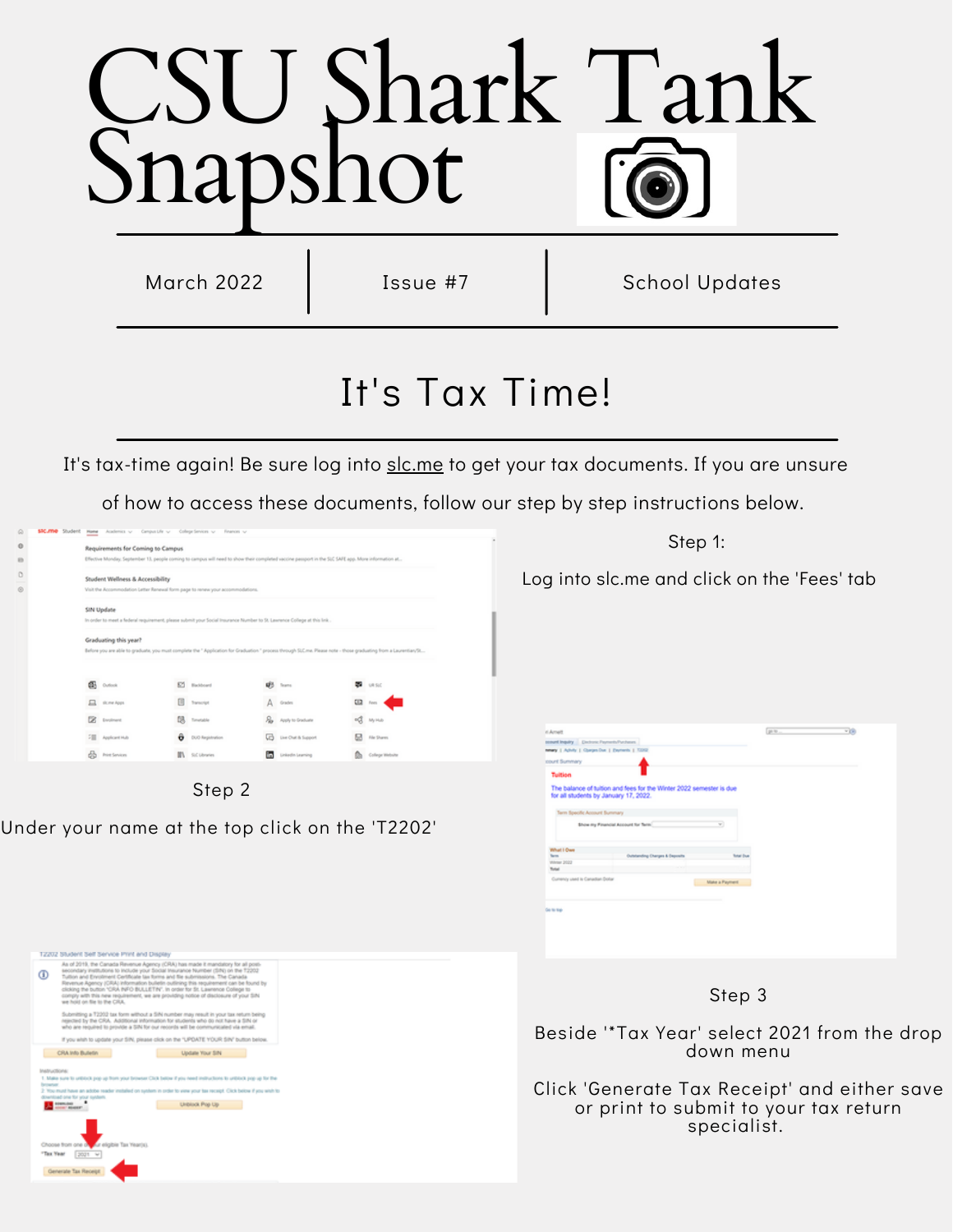# CSU Shark Tank Snapshot

March 2022 | Issue #7 | School Updates

## It's Tax Time!

It's tax-time again! Be sure log into slc.me to get your tax documents. If you are unsure of how to access these documents, follow our step by step instructions below.

### Step 1:

Log into slc.me and click on the 'Fees' tab

### Step 2

Under your name at the top click on the 'T2202'

### Step 3

Beside '*Tax Year' select 2021 from the drop down menu

Click 'Generate Tax Receipt' and either save or print to submit to your tax return specialist.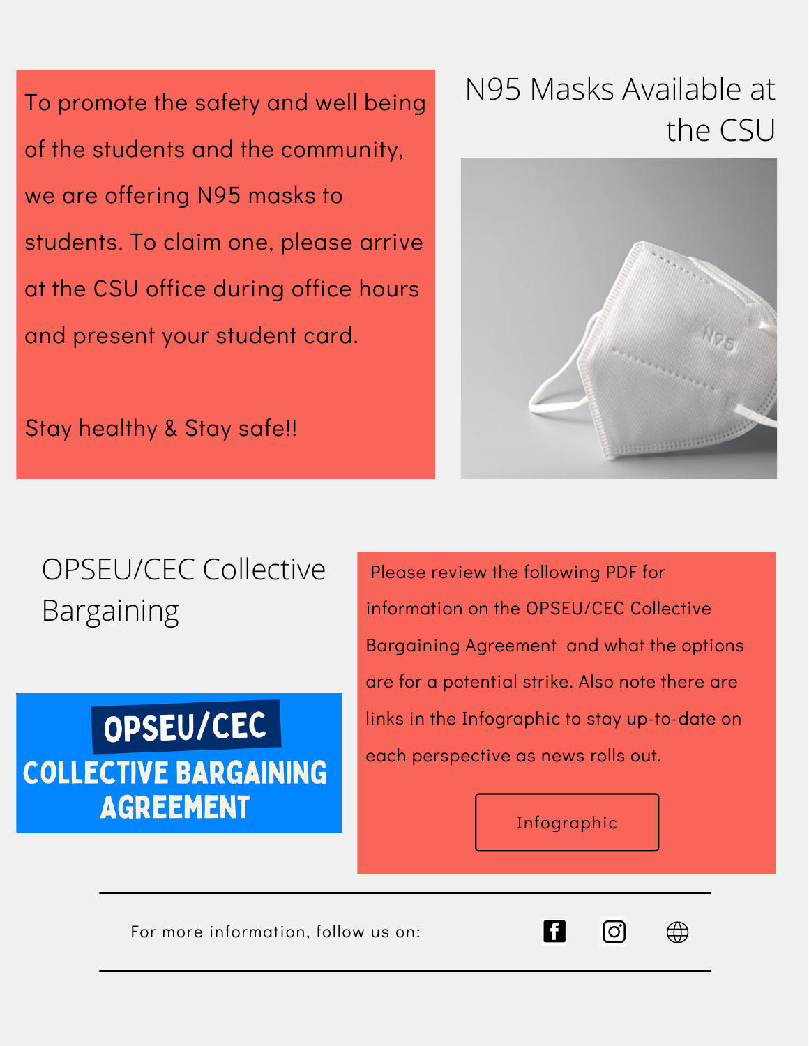## N95 Masks Available at the CSU

To promote the safety and well being of the students and the community, we are offering N95 masks to students. To claim one, please arrive at the CSU office during office hours and present your student card.

Stay healthy & Stay safe!!

## OPSEU/CEC Collective Bargaining

**OPSEU/CEC COLLECTIVE BARGAINING AGREEMENT**

Please review the following PDF for information on the OPSEU/CEC Collective Bargaining Agreement and what the options are for a potential strike. Also note there are links in the Infographic to stay up-to-date on each perspective as news rolls out.

Infographic

---

For more information, follow us on:

---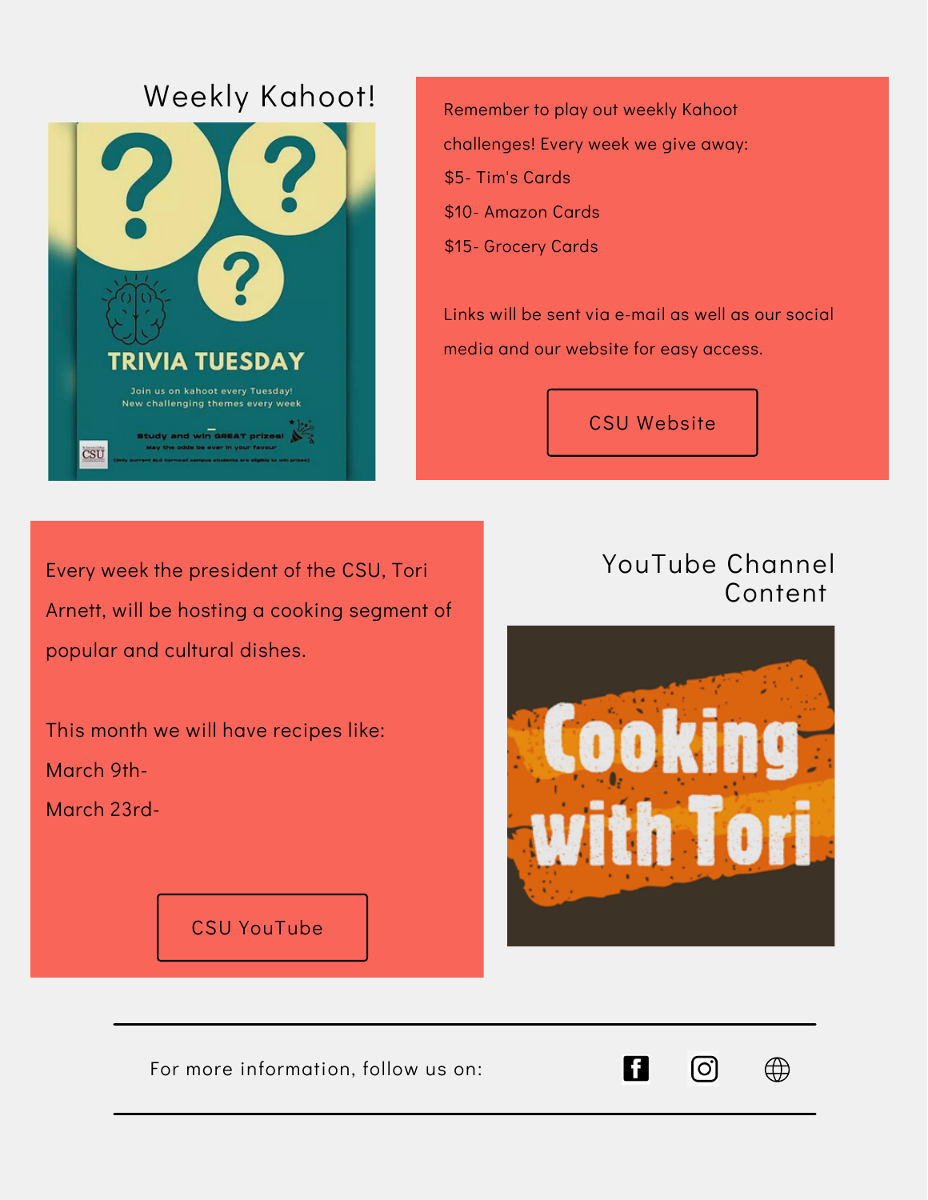## Weekly Kahoot!

Remember to play out weekly Kahoot challenges! Every week we give away:

$5- Tim's Cards

$10- Amazon Cards

$15- Grocery Cards

Links will be sent via e-mail as well as our social media and our website for easy access.

CSU Website

Every week the president of the CSU, Tori Arnett, will be hosting a cooking segment of popular and cultural dishes.

This month we will have recipes like:

March 9th-

March 23rd-

CSU YouTube

## YouTube Channel Content

For more information, follow us on: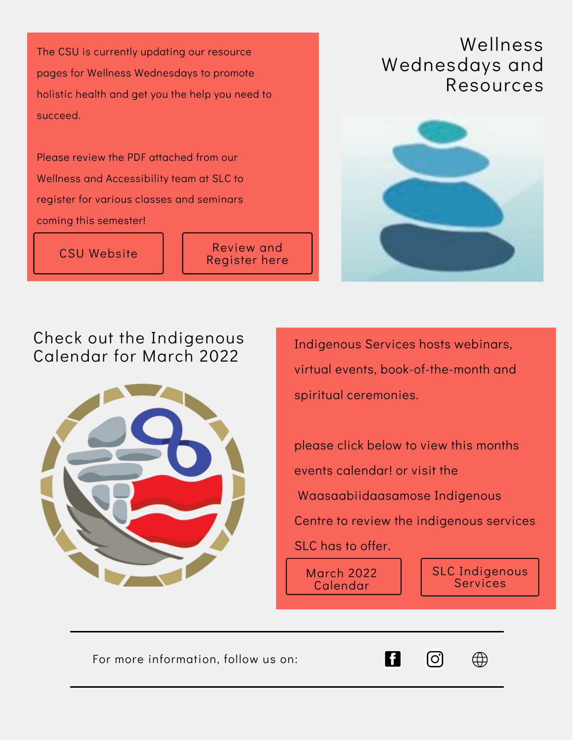## Wellness Wednesdays and Resources

The CSU is currently updating our resource pages for Wellness Wednesdays to promote holistic health and get you the help you need to succeed.

Please review the PDF attached from our Wellness and Accessibility team at SLC to register for various classes and seminars coming this semester!

CSU Website

Review and Register here

## Check out the Indigenous Calendar for March 2022

Indigenous Services hosts webinars, virtual events, book-of-the-month and spiritual ceremonies.

please click below to view this months events calendar! or visit the Waasaabiidaasamose Indigenous Centre to review the indigenous services SLC has to offer.

March 2022 Calendar

SLC Indigenous Services

For more information, follow us on: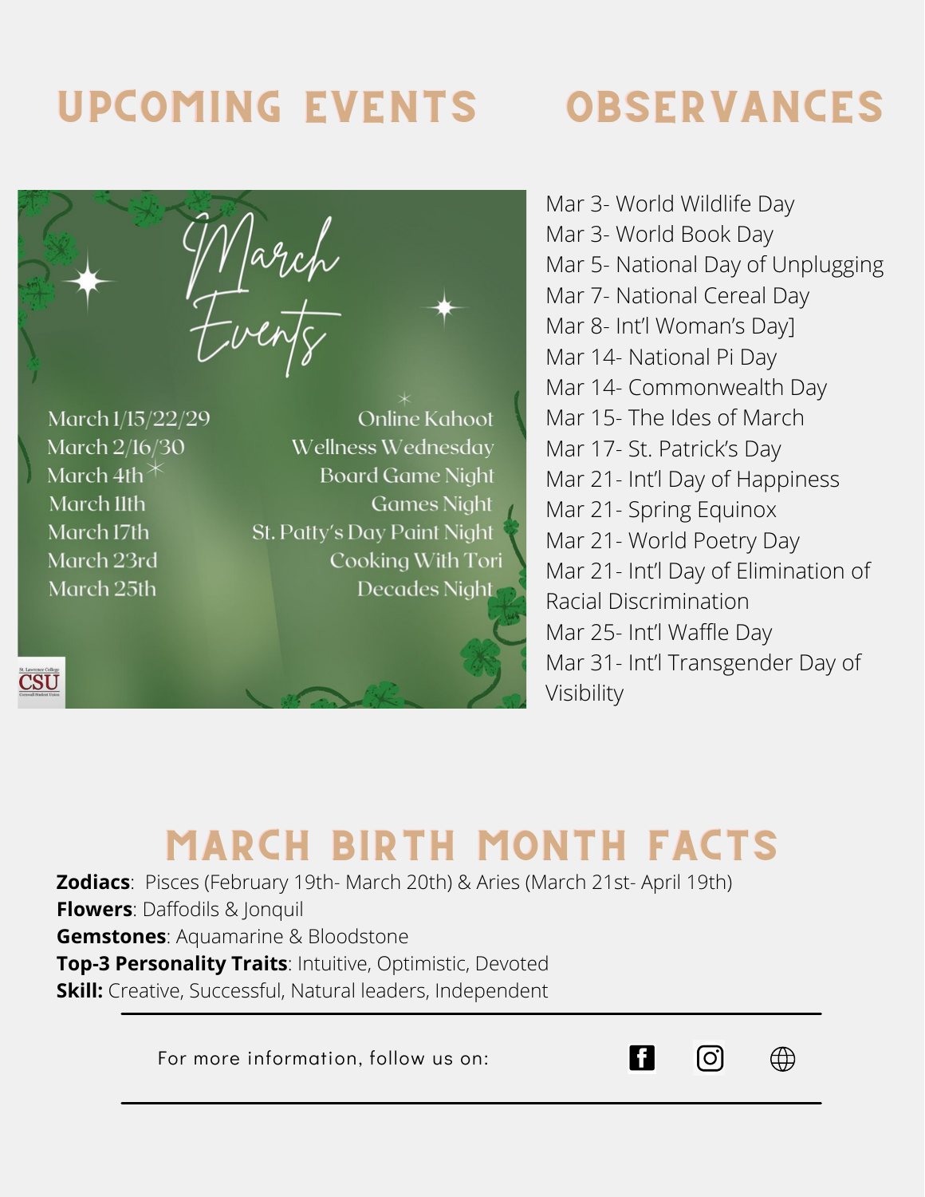## UPCOMING EVENTS

March Events

| Date | Event |
| --- | --- |
| March 1/15/22/29 | Online Kahoot |
| March 2/16/30 | Wellness Wednesday |
| March 4th | Board Game Night |
| March 11th | Games Night |
| March 17th | St. Patty's Day Paint Night |
| March 23rd | Cooking With Tori |
| March 25th | Decades Night |

## OBSERVANCES

Mar 3- World Wildlife Day
Mar 3- World Book Day
Mar 5- National Day of Unplugging
Mar 7- National Cereal Day
Mar 8- Int'l Woman's Day]
Mar 14- National Pi Day
Mar 14- Commonwealth Day
Mar 15- The Ides of March
Mar 17- St. Patrick's Day
Mar 21- Int'l Day of Happiness
Mar 21- Spring Equinox
Mar 21- World Poetry Day
Mar 21- Int'l Day of Elimination of Racial Discrimination
Mar 25- Int'l Waffle Day
Mar 31- Int'l Transgender Day of Visibility

## MARCH BIRTH MONTH FACTS

**Zodiacs**: Pisces (February 19th- March 20th) & Aries (March 21st- April 19th)
**Flowers**: Daffodils & Jonquil
**Gemstones**: Aquamarine & Bloodstone
**Top-3 Personality Traits**: Intuitive, Optimistic, Devoted
**Skill:** Creative, Successful, Natural leaders, Independent

For more information, follow us on: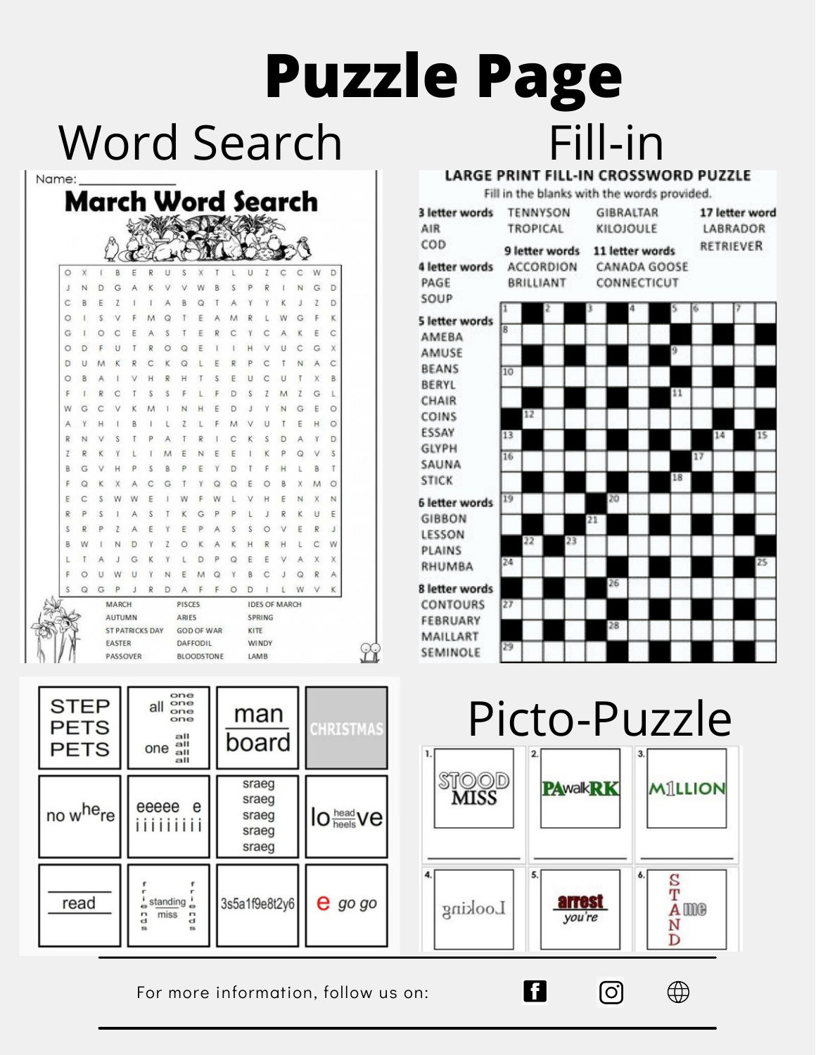# Puzzle Page

## Word Search

Name: _______________

### March Word Search

| | | | | | | | | | | | | | | |
|---|---|---|---|---|---|---|---|---|---|---|---|---|---|---|
| O | X | I | B | E | R | U | S | X | T | L | U | Z | C | C | W | D |
| J | N | D | G | A | K | V | V | W | B | S | P | R | I | N | G | D |
| C | B | E | Z | I | I | A | B | Q | T | A | Y | Y | K | J | Z | D |
| O | I | S | V | F | M | Q | T | E | A | M | R | L | W | G | F | K |
| G | I | O | C | E | A | S | T | E | R | C | Y | C | A | K | E | C |
| O | D | F | U | T | R | O | Q | E | I | I | H | V | U | C | G | X |
| D | U | M | K | R | C | K | Q | L | E | R | P | C | T | N | A | C |
| O | B | A | I | V | H | R | H | T | S | E | U | C | U | T | X | B |
| F | I | R | C | T | S | S | F | L | F | D | S | Z | M | Z | G | L |
| W | G | C | V | K | M | I | N | H | E | D | J | Y | N | G | E | O |
| A | Y | H | I | B | I | L | Z | L | F | M | V | U | T | E | H | O |
| R | N | V | S | T | P | A | T | R | I | C | K | S | D | A | Y | D |
| Z | R | K | Y | L | I | M | E | N | E | E | I | K | P | Q | V | S |
| B | G | V | H | P | S | B | P | E | Y | D | T | F | H | L | B | T |
| F | Q | K | X | A | C | G | T | Y | Q | Q | E | O | B | X | M | O |
| E | C | S | W | W | E | I | W | F | W | L | V | H | E | N | X | N |
| R | P | S | I | A | S | T | K | G | P | P | L | J | R | K | U | E |
| S | R | P | Z | A | E | Y | E | P | A | S | S | O | V | E | R | J |
| B | W | I | N | D | Y | Z | O | K | A | K | H | R | H | L | C | W |
| L | T | A | J | G | K | Y | L | D | P | Q | E | E | V | A | X | X |
| F | O | U | W | U | Y | N | E | M | Q | Y | B | C | J | Q | R | A |
| S | Q | G | P | J | R | D | A | F | F | O | D | I | L | W | V | K |

MARCH
AUTUMN
ST PATRICKS DAY
EASTER
PASSOVER
PISCES
ARIES
GOD OF WAR
DAFFODIL
BLOODSTONE
IDES OF MARCH
SPRING
KITE
WINDY
LAMB

## Fill-in

### LARGE PRINT FILL-IN CROSSWORD PUZZLE

Fill in the blanks with the words provided.

**3 letter words**
AIR
COD

**4 letter words**
PAGE
SOUP

**5 letter words**
AMEBA
AMUSE
BEANS
BERYL
CHAIR
COINS
ESSAY
GLYPH
SAUNA
STICK

**6 letter words**
GIBBON
LESSON
PLAINS
RHUMBA

**8 letter words**
CONTOURS
FEBRUARY
MAILLART
SEMINOLE
TENNYSON
TROPICAL

**9 letter words**
ACCORDION
BRILLIANT
GIBRALTAR
KILOJOULE

**11 letter words**
CANADA GOOSE
CONNECTICUT

**17 letter word**
LABRADOR RETRIEVER

| | | | | | | | | | | | | |
|---|---|---|---|---|---|---|---|---|---|---|---|---|
| STEP PETS PETS | all one one one one / one all all all all | man / board | CHRISTMAS |
| no w^he^re | eeeee e / iiiiiiiii | sraeg sraeg sraeg sraeg sraeg | lo head/heels ve |
| read | friends standing miss friends | 3s5a1f9e8t2y6 | e go go |

## Picto-Puzzle

1. STOOD / MISS
2. PAwalkRK
3. M1LLION
4. gnikooL
5. arrest / you're
6. STAND / me

For more information, follow us on: